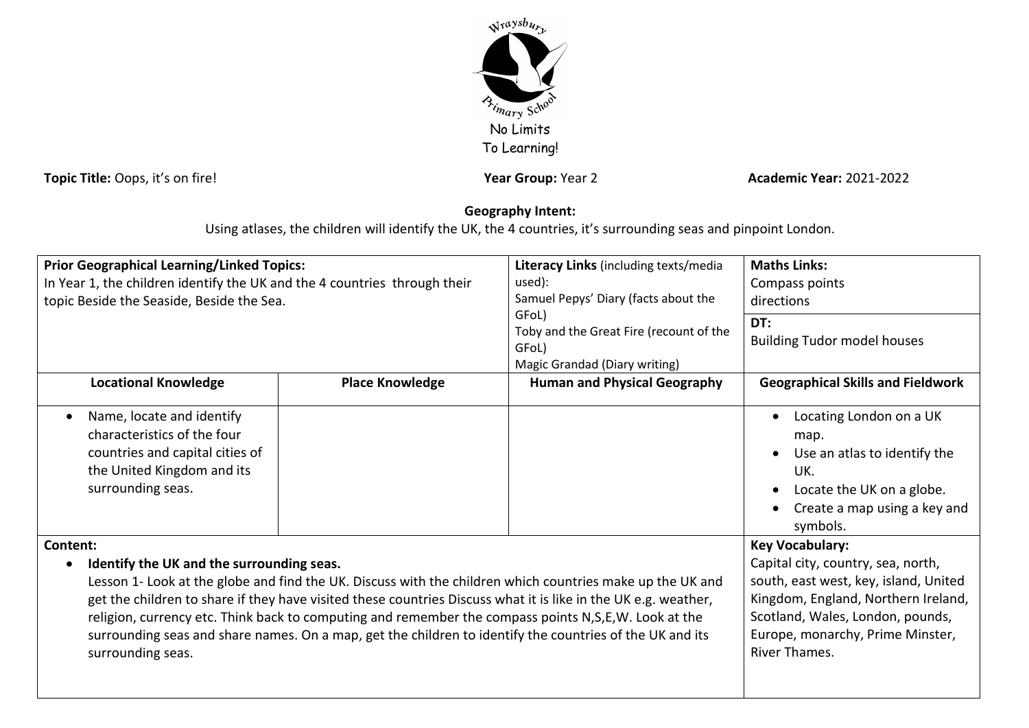Wraysbury Primary School

No Limits To Learning!

**Topic Title:** Oops, it's on fire! **Year Group:** Year 2 **Academic Year:** 2021-2022

**Geography Intent:**

Using atlases, the children will identify the UK, the 4 countries, it's surrounding seas and pinpoint London.

| **Prior Geographical Learning/Linked Topics:**<br>In Year 1, the children identify the UK and the 4 countries through their topic Beside the Seaside, Beside the Sea. | | **Literacy Links** (including texts/media used):<br>Samuel Pepys' Diary (facts about the GFoL)<br>Toby and the Great Fire (recount of the GFoL)<br>Magic Grandad (Diary writing) | **Maths Links:**<br>Compass points<br>directions<br>**DT:**<br>Building Tudor model houses |
|---|---|---|---|
| **Locational Knowledge** | **Place Knowledge** | **Human and Physical Geography** | **Geographical Skills and Fieldwork** |
| • Name, locate and identify characteristics of the four countries and capital cities of the United Kingdom and its surrounding seas. | | | • Locating London on a UK map.<br>• Use an atlas to identify the UK.<br>• Locate the UK on a globe.<br>• Create a map using a key and symbols. |
| **Content:**<br>• **Identify the UK and the surrounding seas.**<br>Lesson 1- Look at the globe and find the UK. Discuss with the children which countries make up the UK and get the children to share if they have visited these countries Discuss what it is like in the UK e.g. weather, religion, currency etc. Think back to computing and remember the compass points N,S,E,W. Look at the surrounding seas and share names. On a map, get the children to identify the countries of the UK and its surrounding seas. | | | **Key Vocabulary:**<br>Capital city, country, sea, north, south, east west, key, island, United Kingdom, England, Northern Ireland, Scotland, Wales, London, pounds, Europe, monarchy, Prime Minster, River Thames. |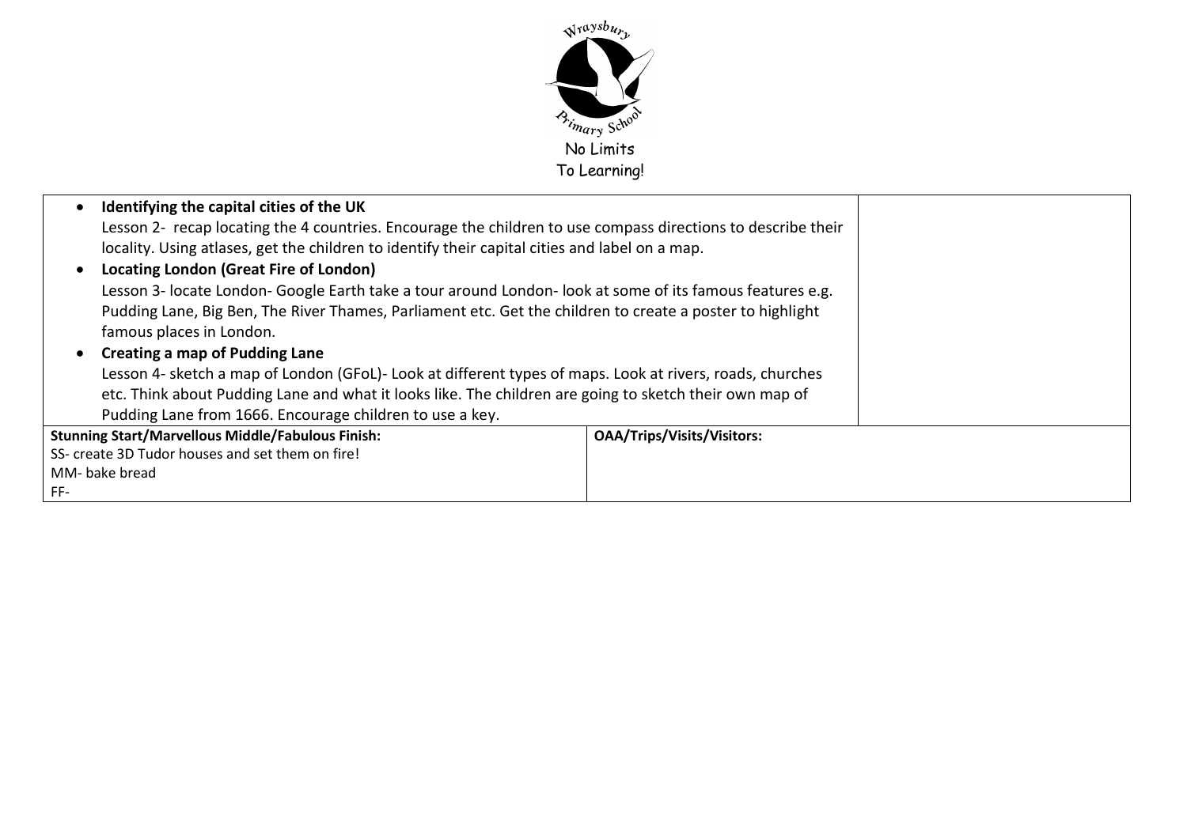Wraysbury Primary School

No Limits To Learning!

| | |
|---|---|
| • **Identifying the capital cities of the UK**<br>Lesson 2- recap locating the 4 countries. Encourage the children to use compass directions to describe their locality. Using atlases, get the children to identify their capital cities and label on a map.<br>• **Locating London (Great Fire of London)**<br>Lesson 3- locate London- Google Earth take a tour around London- look at some of its famous features e.g. Pudding Lane, Big Ben, The River Thames, Parliament etc. Get the children to create a poster to highlight famous places in London.<br>• **Creating a map of Pudding Lane**<br>Lesson 4- sketch a map of London (GFoL)- Look at different types of maps. Look at rivers, roads, churches etc. Think about Pudding Lane and what it looks like. The children are going to sketch their own map of Pudding Lane from 1666. Encourage children to use a key. | |

| **Stunning Start/Marvellous Middle/Fabulous Finish:** | **OAA/Trips/Visits/Visitors:** |
|---|---|
| SS- create 3D Tudor houses and set them on fire!<br>MM- bake bread<br>FF- | |